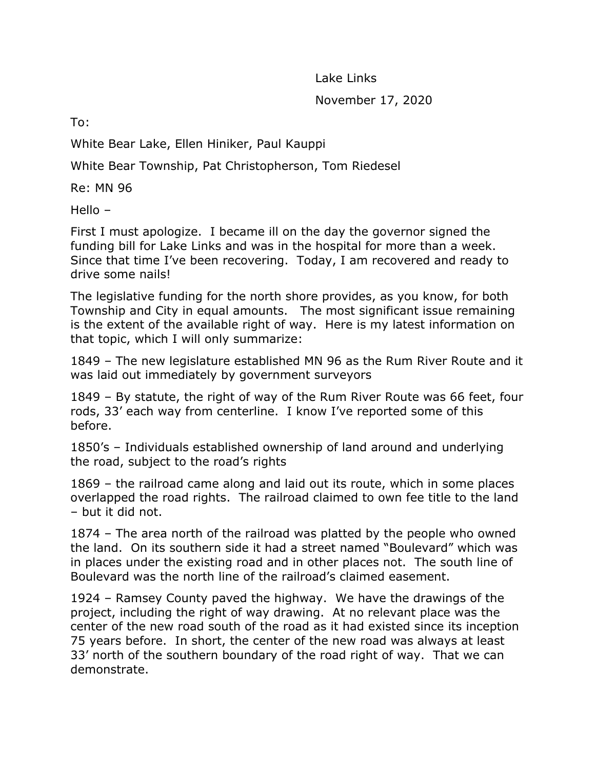Lake Links

November 17, 2020

To:

White Bear Lake, Ellen Hiniker, Paul Kauppi

White Bear Township, Pat Christopherson, Tom Riedesel

Re: MN 96

Hello –

First I must apologize. I became ill on the day the governor signed the funding bill for Lake Links and was in the hospital for more than a week. Since that time I've been recovering. Today, I am recovered and ready to drive some nails!

The legislative funding for the north shore provides, as you know, for both Township and City in equal amounts. The most significant issue remaining is the extent of the available right of way. Here is my latest information on that topic, which I will only summarize:

1849 – The new legislature established MN 96 as the Rum River Route and it was laid out immediately by government surveyors

1849 – By statute, the right of way of the Rum River Route was 66 feet, four rods, 33' each way from centerline. I know I've reported some of this before.

1850's – Individuals established ownership of land around and underlying the road, subject to the road's rights

1869 – the railroad came along and laid out its route, which in some places overlapped the road rights. The railroad claimed to own fee title to the land – but it did not.

1874 – The area north of the railroad was platted by the people who owned the land. On its southern side it had a street named "Boulevard" which was in places under the existing road and in other places not. The south line of Boulevard was the north line of the railroad's claimed easement.

1924 – Ramsey County paved the highway. We have the drawings of the project, including the right of way drawing. At no relevant place was the center of the new road south of the road as it had existed since its inception 75 years before. In short, the center of the new road was always at least 33' north of the southern boundary of the road right of way. That we can demonstrate.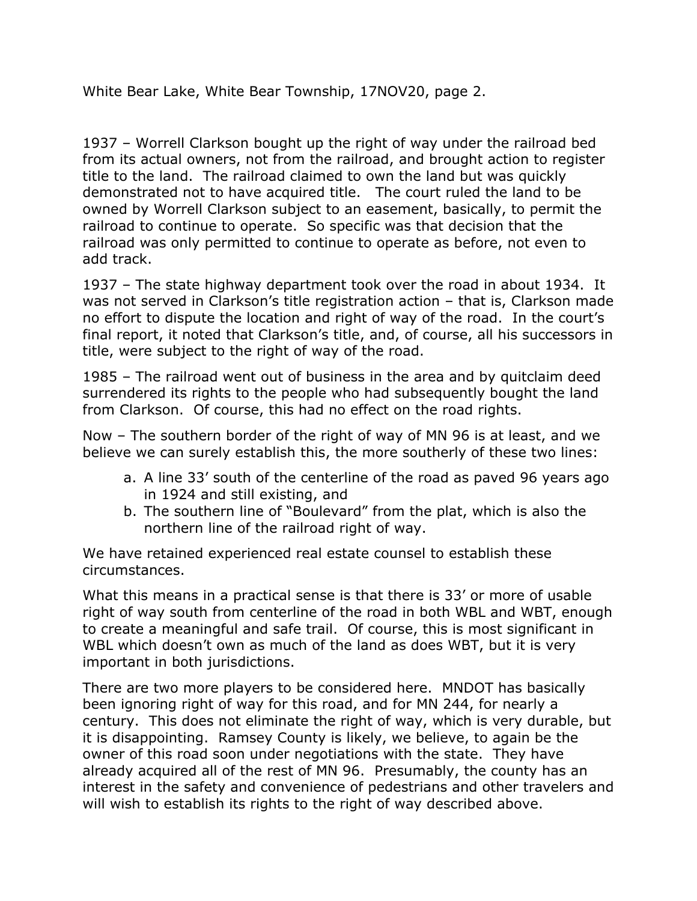1937 – Worrell Clarkson bought up the right of way under the railroad bed from its actual owners, not from the railroad, and brought action to register title to the land. The railroad claimed to own the land but was quickly demonstrated not to have acquired title. The court ruled the land to be owned by Worrell Clarkson subject to an easement, basically, to permit the railroad to continue to operate. So specific was that decision that the railroad was only permitted to continue to operate as before, not even to add track.

1937 – The state highway department took over the road in about 1934. It was not served in Clarkson's title registration action – that is, Clarkson made no effort to dispute the location and right of way of the road. In the court's final report, it noted that Clarkson's title, and, of course, all his successors in title, were subject to the right of way of the road.

1985 – The railroad went out of business in the area and by quitclaim deed surrendered its rights to the people who had subsequently bought the land from Clarkson. Of course, this had no effect on the road rights.

Now – The southern border of the right of way of MN 96 is at least, and we believe we can surely establish this, the more southerly of these two lines:

a. A line 33' south of the centerline of the road as paved 96 years ago in 1924 and still existing, and
b. The southern line of "Boulevard" from the plat, which is also the northern line of the railroad right of way.

We have retained experienced real estate counsel to establish these circumstances.

What this means in a practical sense is that there is 33' or more of usable right of way south from centerline of the road in both WBL and WBT, enough to create a meaningful and safe trail. Of course, this is most significant in WBL which doesn't own as much of the land as does WBT, but it is very important in both jurisdictions.

There are two more players to be considered here. MNDOT has basically been ignoring right of way for this road, and for MN 244, for nearly a century. This does not eliminate the right of way, which is very durable, but it is disappointing. Ramsey County is likely, we believe, to again be the owner of this road soon under negotiations with the state. They have already acquired all of the rest of MN 96. Presumably, the county has an interest in the safety and convenience of pedestrians and other travelers and will wish to establish its rights to the right of way described above.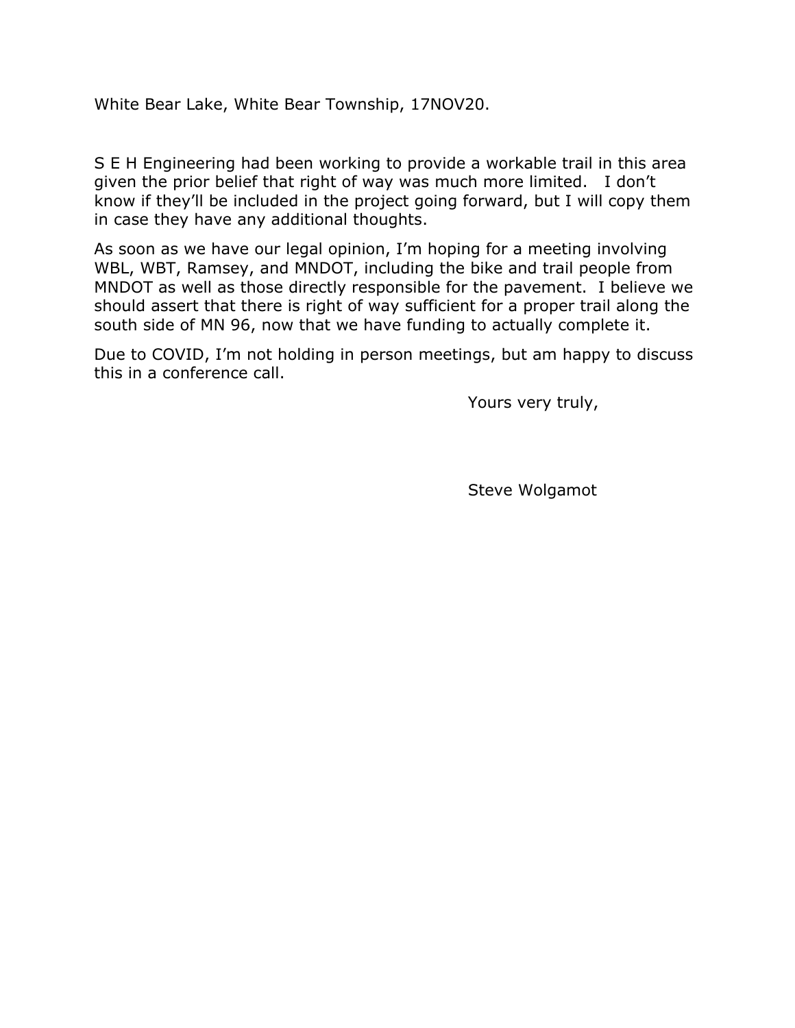White Bear Lake, White Bear Township, 17NOV20.

S E H Engineering had been working to provide a workable trail in this area given the prior belief that right of way was much more limited.   I don't know if they'll be included in the project going forward, but I will copy them in case they have any additional thoughts.

As soon as we have our legal opinion, I'm hoping for a meeting involving WBL, WBT, Ramsey, and MNDOT, including the bike and trail people from MNDOT as well as those directly responsible for the pavement.  I believe we should assert that there is right of way sufficient for a proper trail along the south side of MN 96, now that we have funding to actually complete it.

Due to COVID, I'm not holding in person meetings, but am happy to discuss this in a conference call.

Yours very truly,

Steve Wolgamot